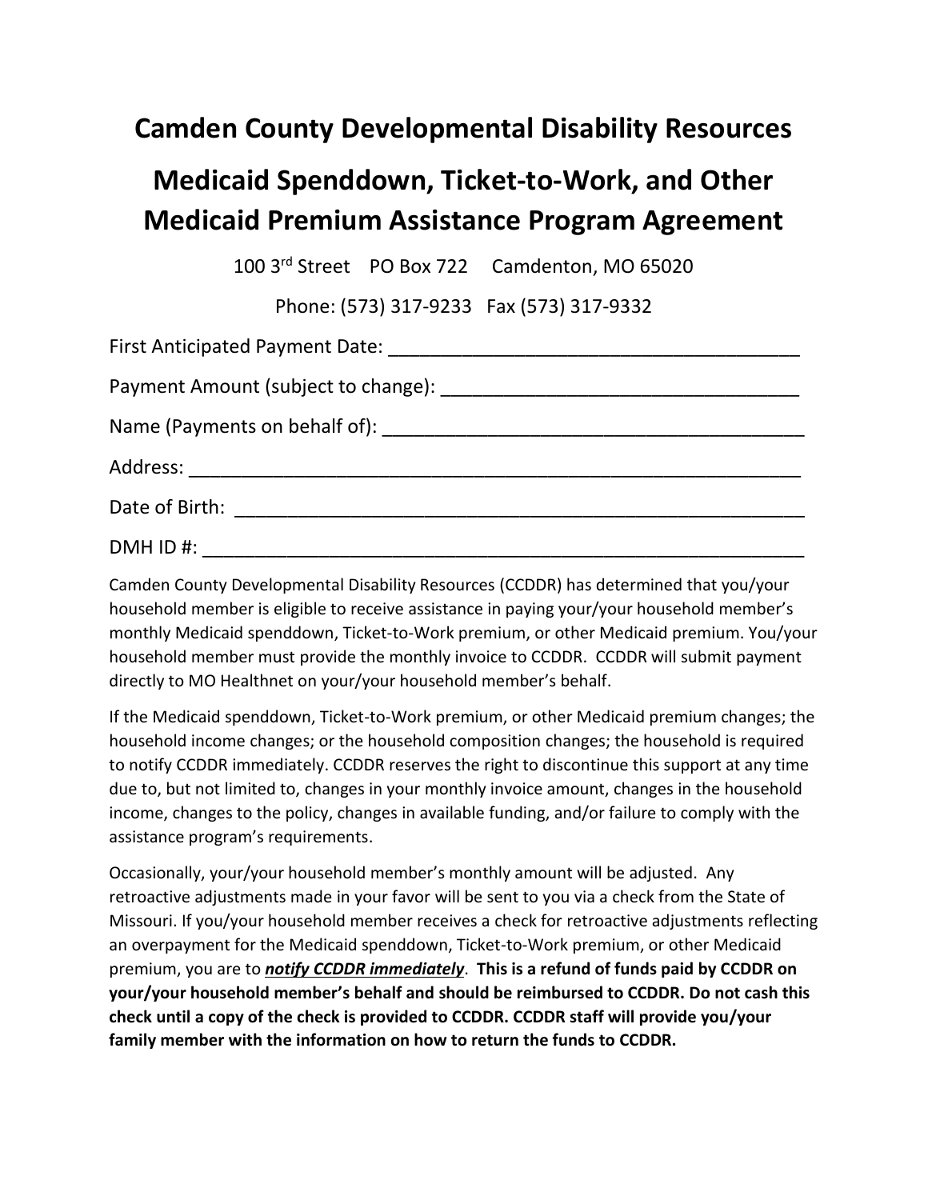# Camden County Developmental Disability Resources

# Medicaid Spenddown, Ticket-to-Work, and Other Medicaid Premium Assistance Program Agreement

100 3rd Street PO Box 722 Camdenton, MO 65020

Phone: (573) 317-9233 Fax (573) 317-9332

First Anticipated Payment Date: ______________________________________

Payment Amount (subject to change): __________________________________

Name (Payments on behalf of): _______________________________________

Address: ________________________________________________________

Date of Birth: _____________________________________________________

DMH ID #: ______________________________________________________

Camden County Developmental Disability Resources (CCDDR) has determined that you/your household member is eligible to receive assistance in paying your/your household member's monthly Medicaid spenddown, Ticket-to-Work premium, or other Medicaid premium. You/your household member must provide the monthly invoice to CCDDR. CCDDR will submit payment directly to MO Healthnet on your/your household member's behalf.

If the Medicaid spenddown, Ticket-to-Work premium, or other Medicaid premium changes; the household income changes; or the household composition changes; the household is required to notify CCDDR immediately. CCDDR reserves the right to discontinue this support at any time due to, but not limited to, changes in your monthly invoice amount, changes in the household income, changes to the policy, changes in available funding, and/or failure to comply with the assistance program's requirements.

Occasionally, your/your household member's monthly amount will be adjusted. Any retroactive adjustments made in your favor will be sent to you via a check from the State of Missouri. If you/your household member receives a check for retroactive adjustments reflecting an overpayment for the Medicaid spenddown, Ticket-to-Work premium, or other Medicaid premium, you are to ***<u>notify CCDDR immediately</u>***. **This is a refund of funds paid by CCDDR on your/your household member's behalf and should be reimbursed to CCDDR. Do not cash this check until a copy of the check is provided to CCDDR. CCDDR staff will provide you/your family member with the information on how to return the funds to CCDDR.**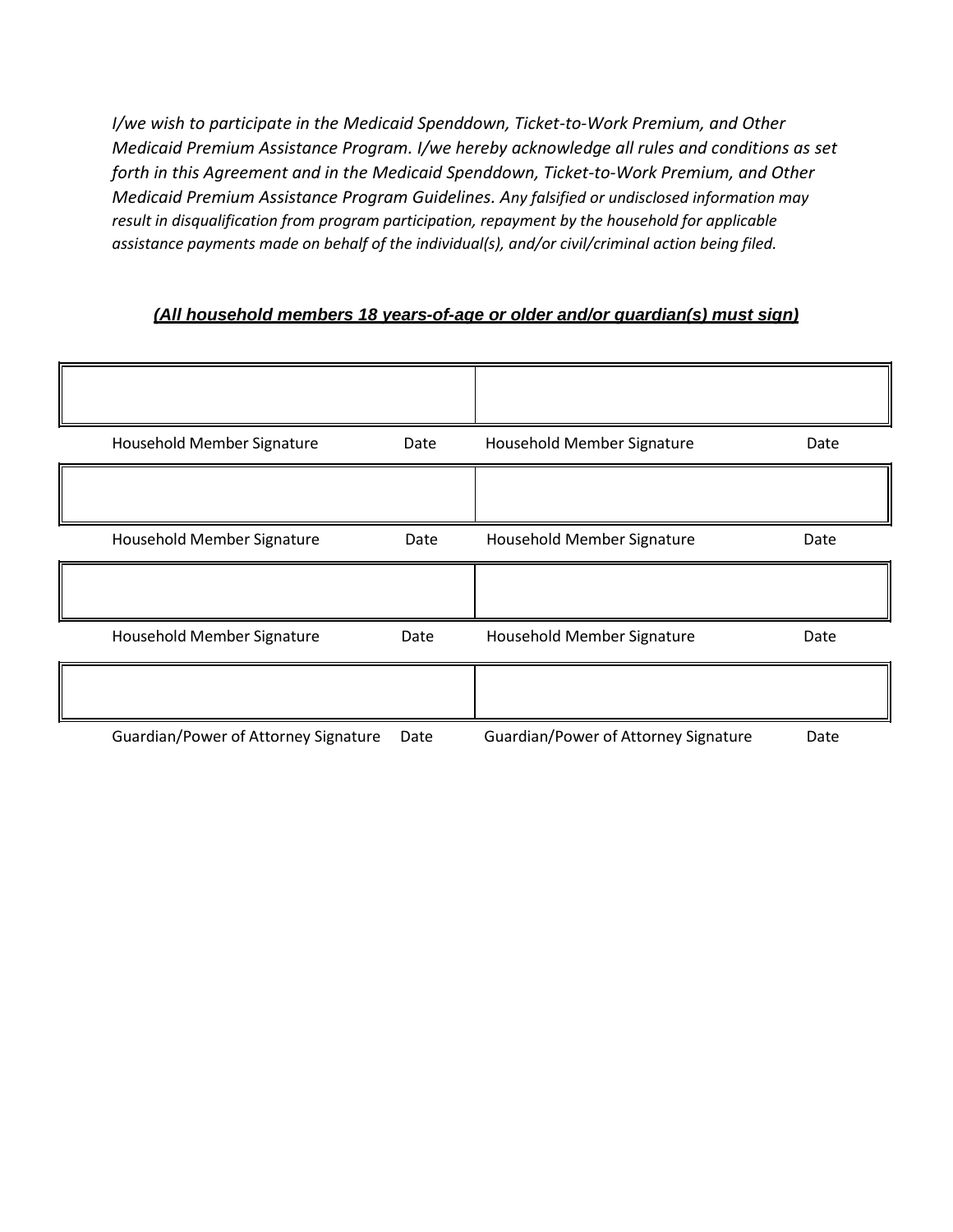*I/we wish to participate in the Medicaid Spenddown, Ticket-to-Work Premium, and Other Medicaid Premium Assistance Program. I/we hereby acknowledge all rules and conditions as set forth in this Agreement and in the Medicaid Spenddown, Ticket-to-Work Premium, and Other Medicaid Premium Assistance Program Guidelines. Any falsified or undisclosed information may result in disqualification from program participation, repayment by the household for applicable assistance payments made on behalf of the individual(s), and/or civil/criminal action being filed.*

***(All household members 18 years-of-age or older and/or guardian(s) must sign)***

| | |
|---|---|
| | |
| Household Member Signature    Date | Household Member Signature    Date |
| | |
| Household Member Signature    Date | Household Member Signature    Date |
| | |
| Household Member Signature    Date | Household Member Signature    Date |
| | |
| Guardian/Power of Attorney Signature    Date | Guardian/Power of Attorney Signature    Date |